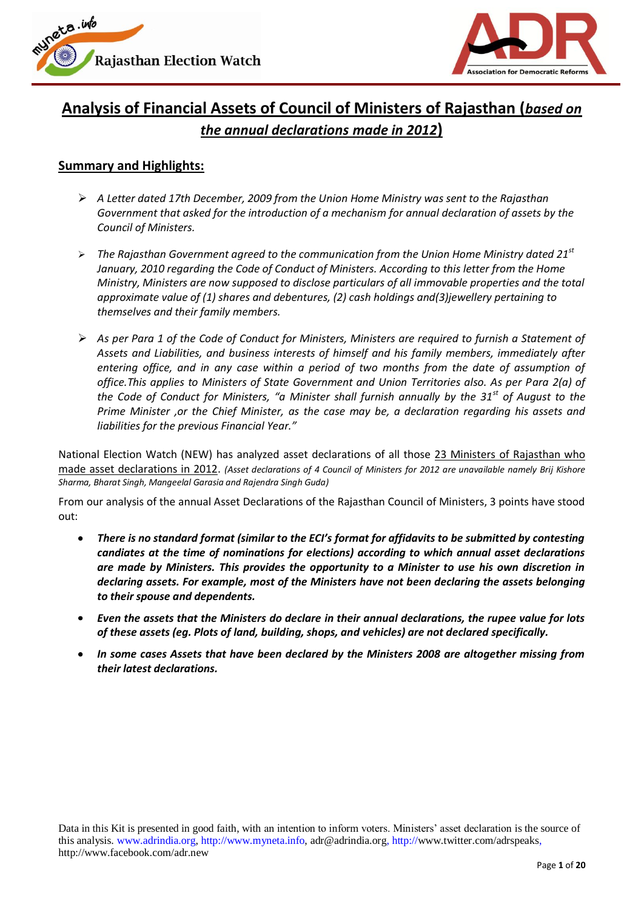# Analysis of Financial Assets of Council of Ministers of Rajasthan (*based on the annual declarations made in 2012*)

## Summary and Highlights:

- *A Letter dated 17th December, 2009 from the Union Home Ministry was sent to the Rajasthan Government that asked for the introduction of a mechanism for annual declaration of assets by the Council of Ministers.*

- *The Rajasthan Government agreed to the communication from the Union Home Ministry dated 21st January, 2010 regarding the Code of Conduct of Ministers. According to this letter from the Home Ministry, Ministers are now supposed to disclose particulars of all immovable properties and the total approximate value of (1) shares and debentures, (2) cash holdings and(3)jewellery pertaining to themselves and their family members.*

- *As per Para 1 of the Code of Conduct for Ministers, Ministers are required to furnish a Statement of Assets and Liabilities, and business interests of himself and his family members, immediately after entering office, and in any case within a period of two months from the date of assumption of office.This applies to Ministers of State Government and Union Territories also. As per Para 2(a) of the Code of Conduct for Ministers, "a Minister shall furnish annually by the 31st of August to the Prime Minister ,or the Chief Minister, as the case may be, a declaration regarding his assets and liabilities for the previous Financial Year."*

National Election Watch (NEW) has analyzed asset declarations of all those 23 Ministers of Rajasthan who made asset declarations in 2012. *(Asset declarations of 4 Council of Ministers for 2012 are unavailable namely Brij Kishore Sharma, Bharat Singh, Mangeelal Garasia and Rajendra Singh Guda)*

From our analysis of the annual Asset Declarations of the Rajasthan Council of Ministers, 3 points have stood out:

- ***There is no standard format (similar to the ECI's format for affidavits to be submitted by contesting candiates at the time of nominations for elections) according to which annual asset declarations are made by Ministers. This provides the opportunity to a Minister to use his own discretion in declaring assets. For example, most of the Ministers have not been declaring the assets belonging to their spouse and dependents.***
- ***Even the assets that the Ministers do declare in their annual declarations, the rupee value for lots of these assets (eg. Plots of land, building, shops, and vehicles) are not declared specifically.***
- ***In some cases Assets that have been declared by the Ministers 2008 are altogether missing from their latest declarations.***

Data in this Kit is presented in good faith, with an intention to inform voters. Ministers' asset declaration is the source of this analysis. www.adrindia.org, http://www.myneta.info, adr@adrindia.org, http://www.twitter.com/adrspeaks, http://www.facebook.com/adr.new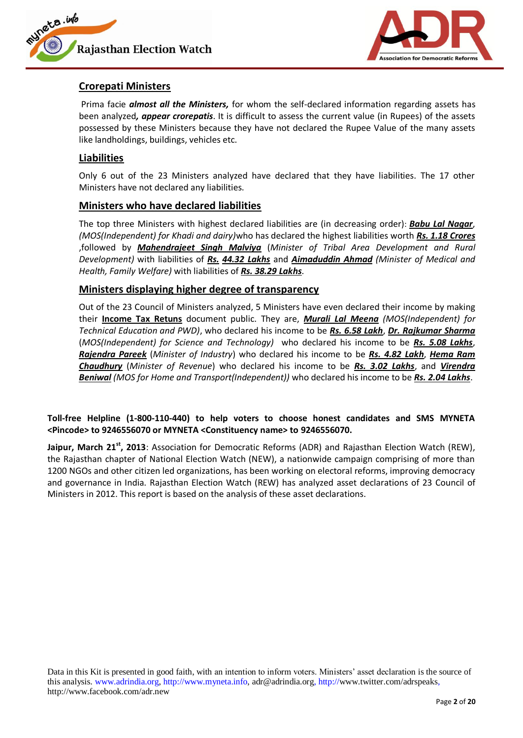## Crorepati Ministers

Prima facie ***almost all the Ministers,*** for whom the self-declared information regarding assets has been analyzed***, appear crorepatis***. It is difficult to assess the current value (in Rupees) of the assets possessed by these Ministers because they have not declared the Rupee Value of the many assets like landholdings, buildings, vehicles etc.

## Liabilities

Only 6 out of the 23 Ministers analyzed have declared that they have liabilities. The 17 other Ministers have not declared any liabilities.

## Ministers who have declared liabilities

The top three Ministers with highest declared liabilities are (in decreasing order): ***Babu Lal Nagar***, *(MOS(Independent) for Khadi and dairy)*who has declared the highest liabilities worth ***Rs. 1.18 Crores*** ,followed by ***Mahendrajeet Singh Malviya*** (*Minister of Tribal Area Development and Rural Development*) with liabilities of ***Rs. 44.32 Lakhs*** and ***Aimaduddin Ahmad*** *(Minister of Medical and Health, Family Welfare)* with liabilities of ***Rs. 38.29 Lakhs***.

## Ministers displaying higher degree of transparency

Out of the 23 Council of Ministers analyzed, 5 Ministers have even declared their income by making their **Income Tax Retuns** document public. They are, ***Murali Lal Meena*** *(MOS(Independent) for Technical Education and PWD)*, who declared his income to be ***Rs. 6.58 Lakh***, ***Dr. Rajkumar Sharma*** (*MOS(Independent) for Science and Technology)* who declared his income to be ***Rs. 5.08 Lakhs***, ***Rajendra Pareek*** (*Minister of Industry*) who declared his income to be ***Rs. 4.82 Lakh***, ***Hema Ram Chaudhury*** (*Minister of Revenue*) who declared his income to be ***Rs. 3.02 Lakhs***, and ***Virendra Beniwal*** *(MOS for Home and Transport(Independent))* who declared his income to be ***Rs. 2.04 Lakhs***.

**Toll-free Helpline (1-800-110-440) to help voters to choose honest candidates and SMS MYNETA <Pincode> to 9246556070 or MYNETA <Constituency name> to 9246556070.**

**Jaipur, March 21st, 2013**: Association for Democratic Reforms (ADR) and Rajasthan Election Watch (REW), the Rajasthan chapter of National Election Watch (NEW), a nationwide campaign comprising of more than 1200 NGOs and other citizen led organizations, has been working on electoral reforms, improving democracy and governance in India. Rajasthan Election Watch (REW) has analyzed asset declarations of 23 Council of Ministers in 2012. This report is based on the analysis of these asset declarations.

Data in this Kit is presented in good faith, with an intention to inform voters. Ministers' asset declaration is the source of this analysis. www.adrindia.org, http://www.myneta.info, adr@adrindia.org, http://www.twitter.com/adrspeaks, http://www.facebook.com/adr.new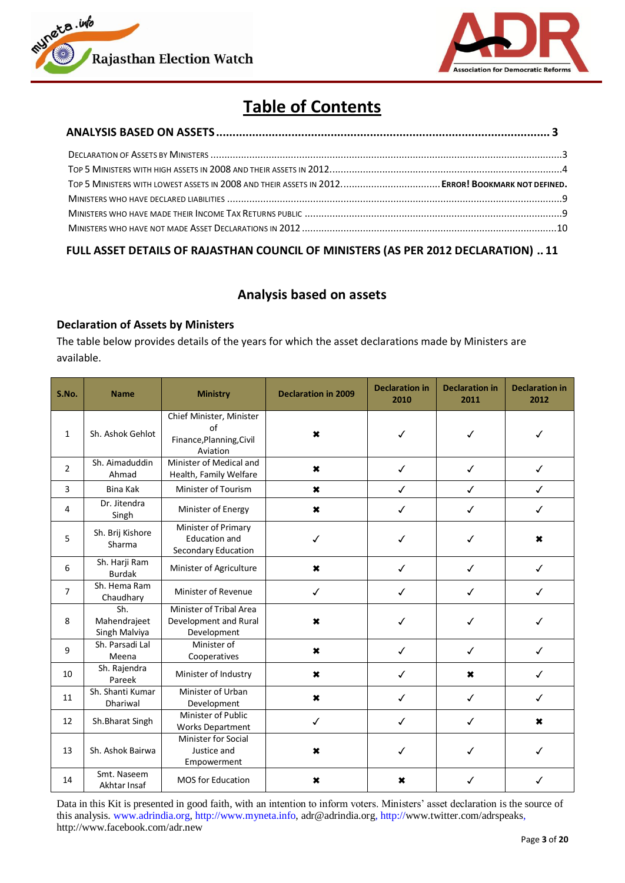# Table of Contents

**ANALYSIS BASED ON ASSETS ........................................................................................................ 3**

DECLARATION OF ASSETS BY MINISTERS ........................................................................................................3
TOP 5 MINISTERS WITH HIGH ASSETS IN 2008 AND THEIR ASSETS IN 2012.....................................................................4
TOP 5 MINISTERS WITH LOWEST ASSETS IN 2008 AND THEIR ASSETS IN 2012.................................... ERROR! BOOKMARK NOT DEFINED.
MINISTERS WHO HAVE DECLARED LIABILITIES ........................................................................................................9
MINISTERS WHO HAVE MADE THEIR INCOME TAX RETURNS PUBLIC ......................................................................9
MINISTERS WHO HAVE NOT MADE ASSET DECLARATIONS IN 2012 ......................................................................10

**FULL ASSET DETAILS OF RAJASTHAN COUNCIL OF MINISTERS (AS PER 2012 DECLARATION) .. 11**

## Analysis based on assets

### Declaration of Assets by Ministers

The table below provides details of the years for which the asset declarations made by Ministers are available.

| S.No. | Name | Ministry | Declaration in 2009 | Declaration in 2010 | Declaration in 2011 | Declaration in 2012 |
|---|---|---|---|---|---|---|
| 1 | Sh. Ashok Gehlot | Chief Minister, Minister of Finance,Planning,Civil Aviation | ✖ | ✓ | ✓ | ✓ |
| 2 | Sh. Aimaduddin Ahmad | Minister of Medical and Health, Family Welfare | ✖ | ✓ | ✓ | ✓ |
| 3 | Bina Kak | Minister of Tourism | ✖ | ✓ | ✓ | ✓ |
| 4 | Dr. Jitendra Singh | Minister of Energy | ✖ | ✓ | ✓ | ✓ |
| 5 | Sh. Brij Kishore Sharma | Minister of Primary Education and Secondary Education | ✓ | ✓ | ✓ | ✖ |
| 6 | Sh. Harji Ram Burdak | Minister of Agriculture | ✖ | ✓ | ✓ | ✓ |
| 7 | Sh. Hema Ram Chaudhary | Minister of Revenue | ✓ | ✓ | ✓ | ✓ |
| 8 | Sh. Mahendrajeet Singh Malviya | Minister of Tribal Area Development and Rural Development | ✖ | ✓ | ✓ | ✓ |
| 9 | Sh. Parsadi Lal Meena | Minister of Cooperatives | ✖ | ✓ | ✓ | ✓ |
| 10 | Sh. Rajendra Pareek | Minister of Industry | ✖ | ✓ | ✖ | ✓ |
| 11 | Sh. Shanti Kumar Dhariwal | Minister of Urban Development | ✖ | ✓ | ✓ | ✓ |
| 12 | Sh.Bharat Singh | Minister of Public Works Department | ✓ | ✓ | ✓ | ✖ |
| 13 | Sh. Ashok Bairwa | Minister for Social Justice and Empowerment | ✖ | ✓ | ✓ | ✓ |
| 14 | Smt. Naseem Akhtar Insaf | MOS for Education | ✖ | ✖ | ✓ | ✓ |

Data in this Kit is presented in good faith, with an intention to inform voters. Ministers' asset declaration is the source of this analysis. www.adrindia.org, http://www.myneta.info, adr@adrindia.org, http://www.twitter.com/adrspeaks, http://www.facebook.com/adr.new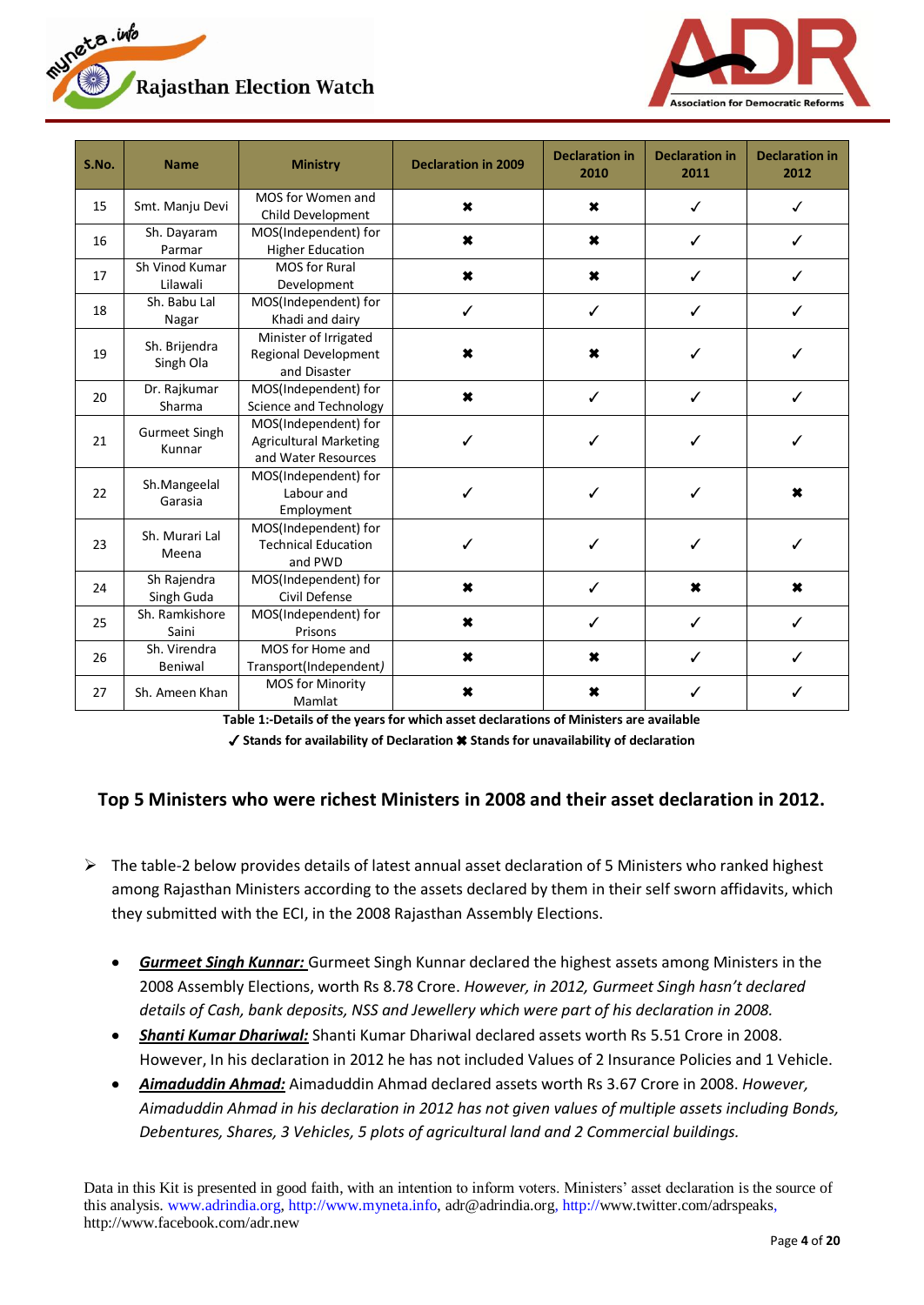| S.No. | Name | Ministry | Declaration in 2009 | Declaration in 2010 | Declaration in 2011 | Declaration in 2012 |
|---|---|---|---|---|---|---|
| 15 | Smt. Manju Devi | MOS for Women and Child Development | ✖ | ✖ | ✓ | ✓ |
| 16 | Sh. Dayaram Parmar | MOS(Independent) for Higher Education | ✖ | ✖ | ✓ | ✓ |
| 17 | Sh Vinod Kumar Lilawali | MOS for Rural Development | ✖ | ✖ | ✓ | ✓ |
| 18 | Sh. Babu Lal Nagar | MOS(Independent) for Khadi and dairy | ✓ | ✓ | ✓ | ✓ |
| 19 | Sh. Brijendra Singh Ola | Minister of Irrigated Regional Development and Disaster | ✖ | ✖ | ✓ | ✓ |
| 20 | Dr. Rajkumar Sharma | MOS(Independent) for Science and Technology | ✖ | ✓ | ✓ | ✓ |
| 21 | Gurmeet Singh Kunnar | MOS(Independent) for Agricultural Marketing and Water Resources | ✓ | ✓ | ✓ | ✓ |
| 22 | Sh.Mangeelal Garasia | MOS(Independent) for Labour and Employment | ✓ | ✓ | ✓ | ✖ |
| 23 | Sh. Murari Lal Meena | MOS(Independent) for Technical Education and PWD | ✓ | ✓ | ✓ | ✓ |
| 24 | Sh Rajendra Singh Guda | MOS(Independent) for Civil Defense | ✖ | ✓ | ✖ | ✖ |
| 25 | Sh. Ramkishore Saini | MOS(Independent) for Prisons | ✖ | ✓ | ✓ | ✓ |
| 26 | Sh. Virendra Beniwal | MOS for Home and Transport(Independent) | ✖ | ✖ | ✓ | ✓ |
| 27 | Sh. Ameen Khan | MOS for Minority Mamlat | ✖ | ✖ | ✓ | ✓ |

**Table 1:-Details of the years for which asset declarations of Ministers are available**

**✓ Stands for availability of Declaration ✖ Stands for unavailability of declaration**

## Top 5 Ministers who were richest Ministers in 2008 and their asset declaration in 2012.

- The table-2 below provides details of latest annual asset declaration of 5 Ministers who ranked highest among Rajasthan Ministers according to the assets declared by them in their self sworn affidavits, which they submitted with the ECI, in the 2008 Rajasthan Assembly Elections.

  - ***Gurmeet Singh Kunnar:*** Gurmeet Singh Kunnar declared the highest assets among Ministers in the 2008 Assembly Elections, worth Rs 8.78 Crore. *However, in 2012, Gurmeet Singh hasn't declared details of Cash, bank deposits, NSS and Jewellery which were part of his declaration in 2008.*
  - ***Shanti Kumar Dhariwal:*** Shanti Kumar Dhariwal declared assets worth Rs 5.51 Crore in 2008. However, In his declaration in 2012 he has not included Values of 2 Insurance Policies and 1 Vehicle.
  - ***Aimaduddin Ahmad:*** Aimaduddin Ahmad declared assets worth Rs 3.67 Crore in 2008. *However, Aimaduddin Ahmad in his declaration in 2012 has not given values of multiple assets including Bonds, Debentures, Shares, 3 Vehicles, 5 plots of agricultural land and 2 Commercial buildings.*

Data in this Kit is presented in good faith, with an intention to inform voters. Ministers' asset declaration is the source of this analysis. www.adrindia.org, http://www.myneta.info, adr@adrindia.org, http://www.twitter.com/adrspeaks, http://www.facebook.com/adr.new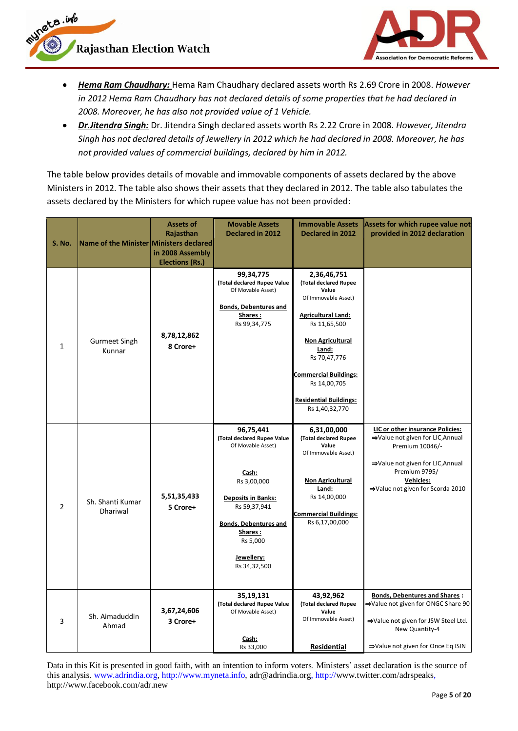- ***Hema Ram Chaudhary:*** Hema Ram Chaudhary declared assets worth Rs 2.69 Crore in 2008. *However in 2012 Hema Ram Chaudhary has not declared details of some properties that he had declared in 2008. Moreover, he has also not provided value of 1 Vehicle.*
- ***Dr.Jitendra Singh:*** Dr. Jitendra Singh declared assets worth Rs 2.22 Crore in 2008. *However, Jitendra Singh has not declared details of Jewellery in 2012 which he had declared in 2008. Moreover, he has not provided values of commercial buildings, declared by him in 2012.*

The table below provides details of movable and immovable components of assets declared by the above Ministers in 2012. The table also shows their assets that they declared in 2012. The table also tabulates the assets declared by the Ministers for which rupee value has not been provided:

| S. No. | Name of the Minister | Assets of Rajasthan Ministers declared in 2008 Assembly Elections (Rs.) | Movable Assets Declared in 2012 | Immovable Assets Declared in 2012 | Assets for which rupee value not provided in 2012 declaration |
|---|---|---|---|---|---|
| 1 | Gurmeet Singh Kunnar | **8,78,12,862** **8 Crore+** | **99,34,775** (Total declared Rupee Value Of Movable Asset) **Bonds, Debentures and Shares :** Rs 99,34,775 | **2,36,46,751** (Total declared Rupee Value Of Immovable Asset) **Agricultural Land:** Rs 11,65,500 **Non Agricultural Land:** Rs 70,47,776 **Commercial Buildings:** Rs 14,00,705 **Residential Buildings:** Rs 1,40,32,770 | |
| 2 | Sh. Shanti Kumar Dhariwal | **5,51,35,433** **5 Crore+** | **96,75,441** (Total declared Rupee Value Of Movable Asset) **Cash:** Rs 3,00,000 **Deposits in Banks:** Rs 59,37,941 **Bonds, Debentures and Shares :** Rs 5,000 **Jewellery:** Rs 34,32,500 | **6,31,00,000** (Total declared Rupee Value Of Immovable Asset) **Non Agricultural Land:** Rs 14,00,000 **Commercial Buildings:** Rs 6,17,00,000 | **LIC or other insurance Policies:** ⇒Value not given for LIC,Annual Premium 10046/- ⇒Value not given for LIC,Annual Premium 9795/- **Vehicles:** ⇒Value not given for Scorda 2010 |
| 3 | Sh. Aimaduddin Ahmad | **3,67,24,606** **3 Crore+** | **35,19,131** (Total declared Rupee Value Of Movable Asset) **Cash:** Rs 33,000 | **43,92,962** (Total declared Rupee Value Of Immovable Asset) **Residential** | **Bonds, Debentures and Shares :** ⇒Value not given for ONGC Share 90 ⇒Value not given for JSW Steel Ltd. New Quantity-4 ⇒Value not given for Once Eq ISIN |

Data in this Kit is presented in good faith, with an intention to inform voters. Ministers' asset declaration is the source of this analysis. www.adrindia.org, http://www.myneta.info, adr@adrindia.org, http://www.twitter.com/adrspeaks, http://www.facebook.com/adr.new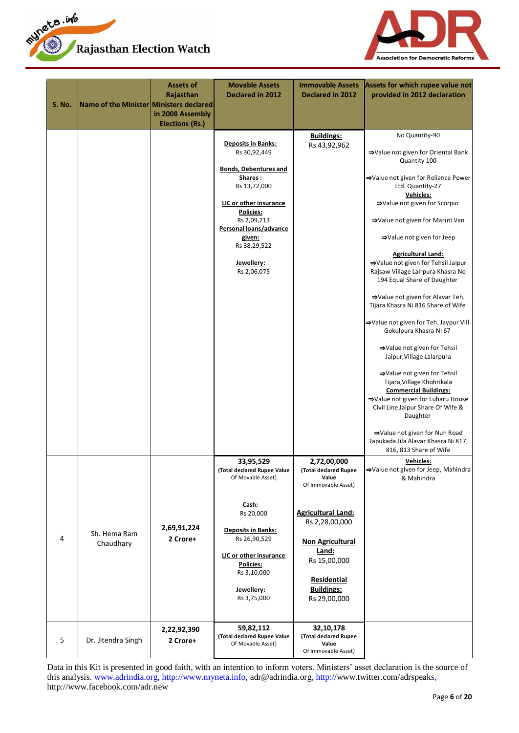| S. No. | Name of the Minister | Assets of Rajasthan Ministers declared in 2008 Assembly Elections (Rs.) | Movable Assets Declared in 2012 | Immovable Assets Declared in 2012 | Assets for which rupee value not provided in 2012 declaration |
|---|---|---|---|---|---|
| | | | **Deposits in Banks:** Rs 30,92,449<br><br>**Bonds, Debentures and Shares :** Rs 13,72,000<br><br>**LIC or other insurance Policies:** Rs 2,09,713<br>**Personal loans/advance given:** Rs 38,29,522<br><br>**Jewellery:** Rs 2,06,075 | **Buildings:** Rs 43,92,962 | No Quantity-90<br><br>⇒Value not given for Oriental Bank Quantity 100<br><br>⇒Value not given for Reliance Power Ltd. Quantity-27<br>**Vehicles:**<br>⇒Value not given for Scorpio<br><br>⇒Value not given for Maruti Van<br><br>⇒Value not given for Jeep<br><br>**Agricultural Land:**<br>⇒Value not given for Tehsil Jaipur Rajsaw Village Lalrpura Khasra No 194 Equal Share of Daughter<br><br>⇒Value not given for Alavar Teh. Tijara Khasra Ni 816 Share of Wife<br><br>⇒Value not given for Teh. Jaypur Vill. Gokulpura Khasra NI 67<br><br>⇒Value not given for Tehsil Jaipur,Village Lalarpura<br><br>⇒Value not given for Tehsil Tijara,Village Khohrikala<br>**Commercial Buildings:**<br>⇒Value not given for Luharu House Civil Line Jaipur Share Of Wife & Daughter<br><br>⇒Value not given for Nuh Road Tapukada Jila Alavar Khasra Ni 817, 816, 813 Share of Wife |
| 4 | Sh. Hema Ram Chaudhary | 2,69,91,224<br>**2 Crore+** | **33,95,529**<br>**(Total declared Rupee Value** Of Movable Asset)<br><br>**Cash:** Rs 20,000<br><br>**Deposits in Banks:** Rs 26,90,529<br><br>**LIC or other insurance Policies:** Rs 3,10,000<br><br>**Jewellery:** Rs 3,75,000 | **2,72,00,000**<br>**(Total declared Rupee Value** Of Immovable Asset)<br><br>**Agricultural Land:** Rs 2,28,00,000<br><br>**Non Agricultural Land:** Rs 15,00,000<br><br>**Residential Buildings:** Rs 29,00,000 | **Vehicles:**<br>⇒Value not given for Jeep, Mahindra & Mahindra |
| 5 | Dr. Jitendra Singh | 2,22,92,390<br>**2 Crore+** | **59,82,112**<br>**(Total declared Rupee Value** Of Movable Asset) | **32,10,178**<br>**(Total declared Rupee Value** Of Immovable Asset) | |

Data in this Kit is presented in good faith, with an intention to inform voters. Ministers' asset declaration is the source of this analysis. www.adrindia.org, http://www.myneta.info, adr@adrindia.org, http://www.twitter.com/adrspeaks, http://www.facebook.com/adr.new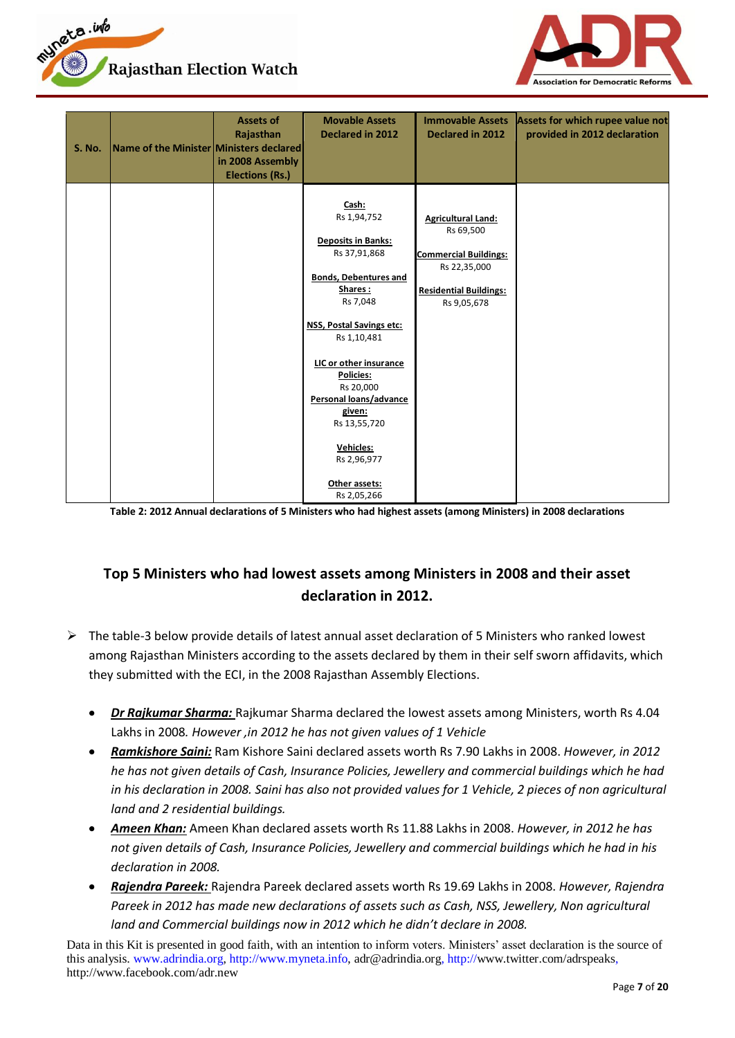| S. No. | Name of the Minister | Assets of Rajasthan Ministers declared in 2008 Assembly Elections (Rs.) | Movable Assets Declared in 2012 | Immovable Assets Declared in 2012 | Assets for which rupee value not provided in 2012 declaration |
|---|---|---|---|---|---|
| | | | **Cash:** Rs 1,94,752<br><br>**Deposits in Banks:** Rs 37,91,868<br><br>**Bonds, Debentures and Shares :** Rs 7,048<br><br>**NSS, Postal Savings etc:** Rs 1,10,481<br><br>**LIC or other insurance Policies:** Rs 20,000<br><br>**Personal loans/advance given:** Rs 13,55,720<br><br>**Vehicles:** Rs 2,96,977<br><br>**Other assets:** Rs 2,05,266 | **Agricultural Land:** Rs 69,500<br><br>**Commercial Buildings:** Rs 22,35,000<br><br>**Residential Buildings:** Rs 9,05,678 | |

**Table 2: 2012 Annual declarations of 5 Ministers who had highest assets (among Ministers) in 2008 declarations**

## Top 5 Ministers who had lowest assets among Ministers in 2008 and their asset declaration in 2012.

- The table-3 below provide details of latest annual asset declaration of 5 Ministers who ranked lowest among Rajasthan Ministers according to the assets declared by them in their self sworn affidavits, which they submitted with the ECI, in the 2008 Rajasthan Assembly Elections.

  - ***Dr Rajkumar Sharma:*** Rajkumar Sharma declared the lowest assets among Ministers, worth Rs 4.04 Lakhs in 2008. *However ,in 2012 he has not given values of 1 Vehicle*
  - ***Ramkishore Saini:*** Ram Kishore Saini declared assets worth Rs 7.90 Lakhs in 2008. *However, in 2012 he has not given details of Cash, Insurance Policies, Jewellery and commercial buildings which he had in his declaration in 2008. Saini has also not provided values for 1 Vehicle, 2 pieces of non agricultural land and 2 residential buildings.*
  - ***Ameen Khan:*** Ameen Khan declared assets worth Rs 11.88 Lakhs in 2008. *However, in 2012 he has not given details of Cash, Insurance Policies, Jewellery and commercial buildings which he had in his declaration in 2008.*
  - ***Rajendra Pareek:*** Rajendra Pareek declared assets worth Rs 19.69 Lakhs in 2008. *However, Rajendra Pareek in 2012 has made new declarations of assets such as Cash, NSS, Jewellery, Non agricultural land and Commercial buildings now in 2012 which he didn't declare in 2008.*

Data in this Kit is presented in good faith, with an intention to inform voters. Ministers' asset declaration is the source of this analysis. www.adrindia.org, http://www.myneta.info, adr@adrindia.org, http://www.twitter.com/adrspeaks, http://www.facebook.com/adr.new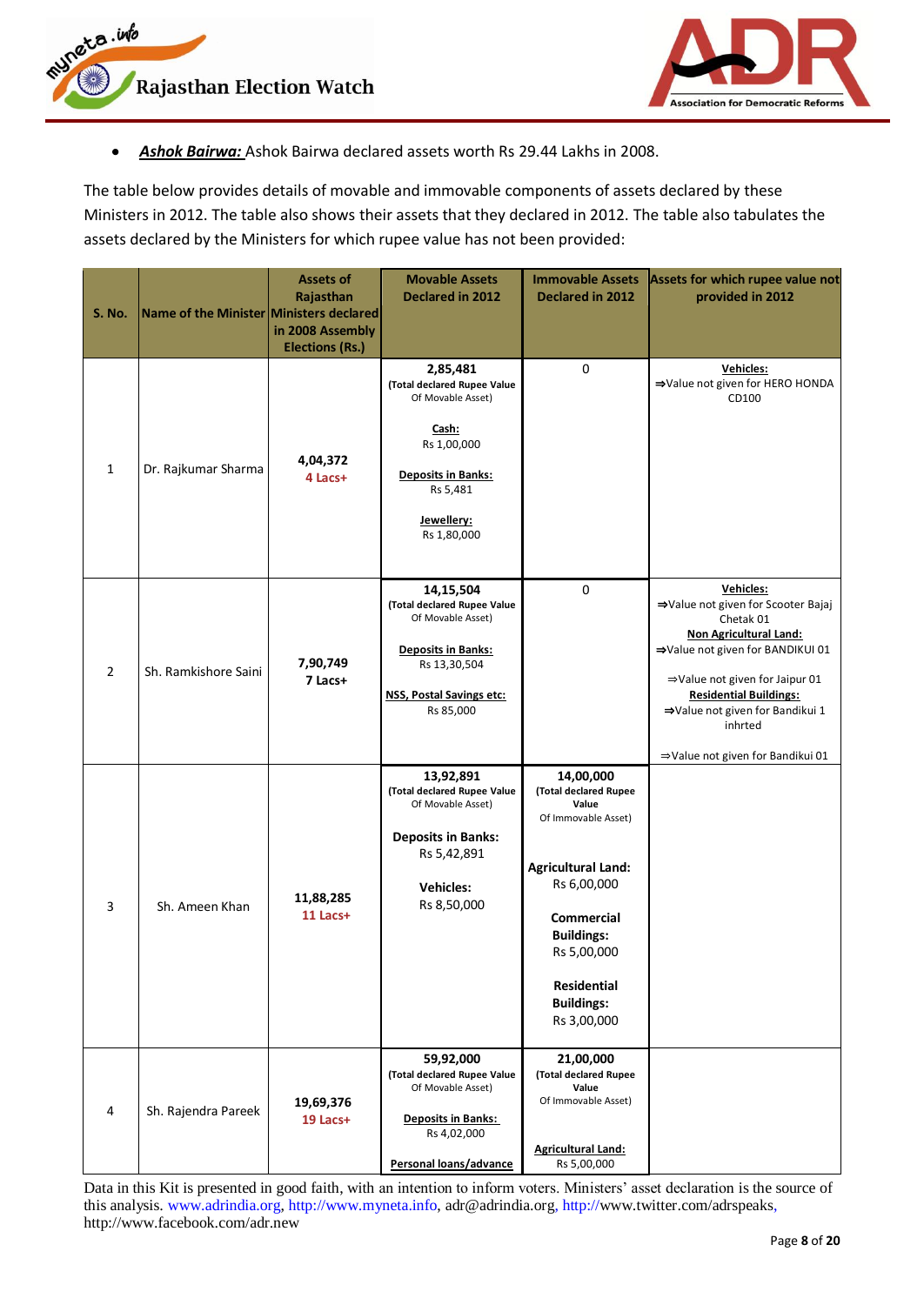- ***Ashok Bairwa:*** Ashok Bairwa declared assets worth Rs 29.44 Lakhs in 2008.

The table below provides details of movable and immovable components of assets declared by these Ministers in 2012. The table also shows their assets that they declared in 2012. The table also tabulates the assets declared by the Ministers for which rupee value has not been provided:

| S. No. | Name of the Minister | Assets of Rajasthan Ministers declared in 2008 Assembly Elections (Rs.) | Movable Assets Declared in 2012 | Immovable Assets Declared in 2012 | Assets for which rupee value not provided in 2012 |
|---|---|---|---|---|---|
| 1 | Dr. Rajkumar Sharma | **4,04,372** **4 Lacs+** | **2,85,481** **(Total declared Rupee Value** Of Movable Asset) <br> **Cash:** Rs 1,00,000 <br> **Deposits in Banks:** Rs 5,481 <br> **Jewellery:** Rs 1,80,000 | 0 | **Vehicles:** <br> ⇒Value not given for HERO HONDA CD100 |
| 2 | Sh. Ramkishore Saini | **7,90,749** **7 Lacs+** | **14,15,504** **(Total declared Rupee Value** Of Movable Asset) <br> **Deposits in Banks:** Rs 13,30,504 <br> **NSS, Postal Savings etc:** Rs 85,000 | 0 | **Vehicles:** <br> ⇒Value not given for Scooter Bajaj Chetak 01 <br> **Non Agricultural Land:** <br> ⇒Value not given for BANDIKUI 01 <br> ⇒Value not given for Jaipur 01 <br> **Residential Buildings:** <br> ⇒Value not given for Bandikui 1 inhrted <br> ⇒Value not given for Bandikui 01 |
| 3 | Sh. Ameen Khan | **11,88,285** **11 Lacs+** | **13,92,891** **(Total declared Rupee Value** Of Movable Asset) <br> **Deposits in Banks:** Rs 5,42,891 <br> **Vehicles:** Rs 8,50,000 | **14,00,000** **(Total declared Rupee Value** Of Immovable Asset) <br> **Agricultural Land:** Rs 6,00,000 <br> **Commercial Buildings:** Rs 5,00,000 <br> **Residential Buildings:** Rs 3,00,000 | |
| 4 | Sh. Rajendra Pareek | **19,69,376** **19 Lacs+** | **59,92,000** **(Total declared Rupee Value** Of Movable Asset) <br> **Deposits in Banks:** Rs 4,02,000 <br> **Personal loans/advance** | **21,00,000** **(Total declared Rupee Value** Of Immovable Asset) <br> **Agricultural Land:** Rs 5,00,000 | |

Data in this Kit is presented in good faith, with an intention to inform voters. Ministers' asset declaration is the source of this analysis. www.adrindia.org, http://www.myneta.info, adr@adrindia.org, http://www.twitter.com/adrspeaks, http://www.facebook.com/adr.new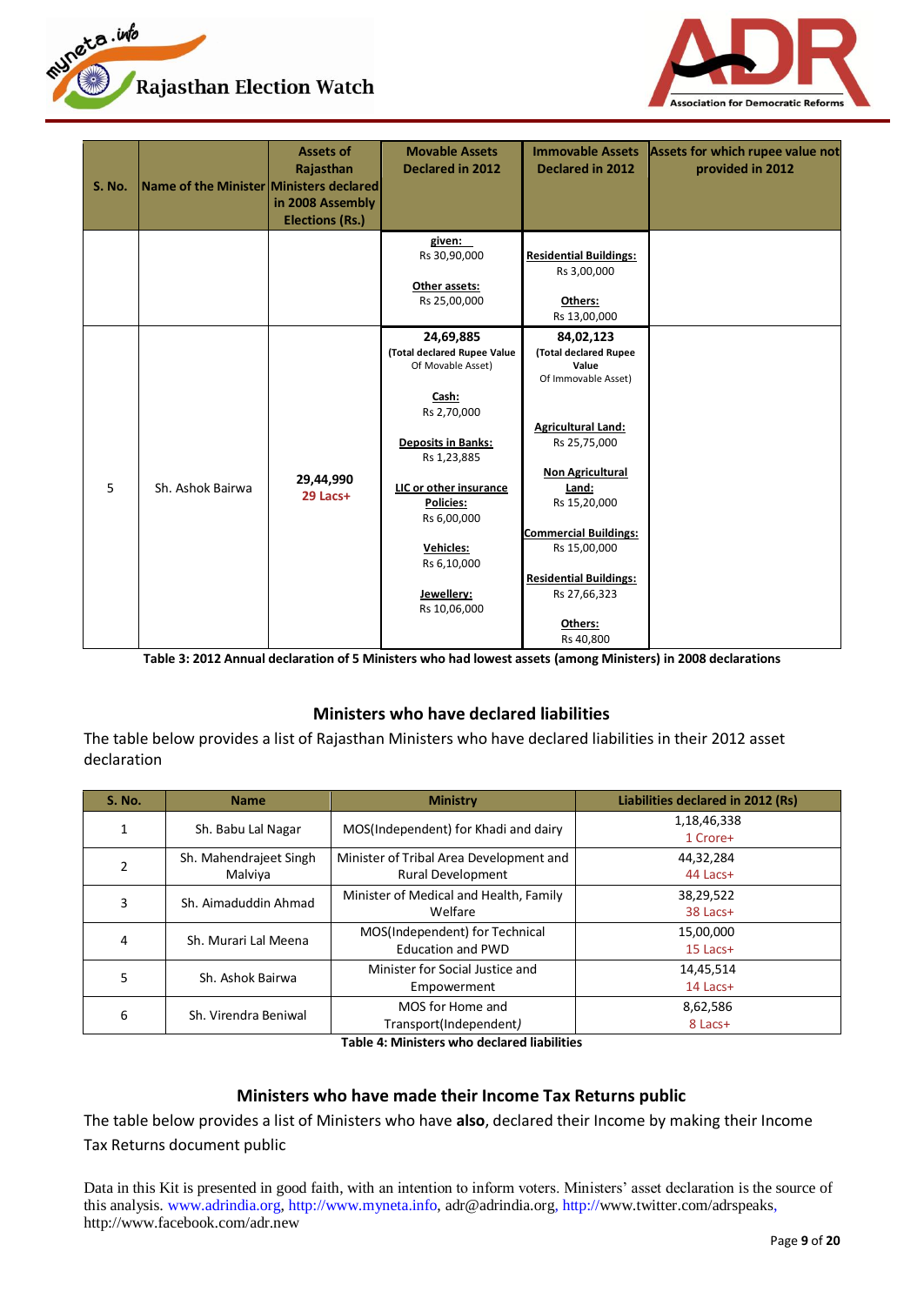| S. No. | Name of the Minister | Assets of Rajasthan Ministers declared in 2008 Assembly Elections (Rs.) | Movable Assets Declared in 2012 | Immovable Assets Declared in 2012 | Assets for which rupee value not provided in 2012 |
|---|---|---|---|---|---|
| | | | **given:** Rs 30,90,000<br><br>**Other assets:** Rs 25,00,000 | **Residential Buildings:** Rs 3,00,000<br><br>**Others:** Rs 13,00,000 | |
| 5 | Sh. Ashok Bairwa | 29,44,990<br>29 Lacs+ | **24,69,885**<br>(Total declared Rupee Value Of Movable Asset)<br><br>**Cash:** Rs 2,70,000<br><br>**Deposits in Banks:** Rs 1,23,885<br><br>**LIC or other insurance Policies:** Rs 6,00,000<br><br>**Vehicles:** Rs 6,10,000<br><br>**Jewellery:** Rs 10,06,000 | **84,02,123**<br>(Total declared Rupee Value Of Immovable Asset)<br><br>**Agricultural Land:** Rs 25,75,000<br><br>**Non Agricultural Land:** Rs 15,20,000<br><br>**Commercial Buildings:** Rs 15,00,000<br><br>**Residential Buildings:** Rs 27,66,323<br><br>**Others:** Rs 40,800 | |

**Table 3: 2012 Annual declaration of 5 Ministers who had lowest assets (among Ministers) in 2008 declarations**

## Ministers who have declared liabilities

The table below provides a list of Rajasthan Ministers who have declared liabilities in their 2012 asset declaration

| S. No. | Name | Ministry | Liabilities declared in 2012 (Rs) |
|---|---|---|---|
| 1 | Sh. Babu Lal Nagar | MOS(Independent) for Khadi and dairy | 1,18,46,338<br>1 Crore+ |
| 2 | Sh. Mahendrajeet Singh Malviya | Minister of Tribal Area Development and Rural Development | 44,32,284<br>44 Lacs+ |
| 3 | Sh. Aimaduddin Ahmad | Minister of Medical and Health, Family Welfare | 38,29,522<br>38 Lacs+ |
| 4 | Sh. Murari Lal Meena | MOS(Independent) for Technical Education and PWD | 15,00,000<br>15 Lacs+ |
| 5 | Sh. Ashok Bairwa | Minister for Social Justice and Empowerment | 14,45,514<br>14 Lacs+ |
| 6 | Sh. Virendra Beniwal | MOS for Home and Transport(Independent) | 8,62,586<br>8 Lacs+ |

**Table 4: Ministers who declared liabilities**

## Ministers who have made their Income Tax Returns public

The table below provides a list of Ministers who have **also**, declared their Income by making their Income Tax Returns document public

Data in this Kit is presented in good faith, with an intention to inform voters. Ministers' asset declaration is the source of this analysis. www.adrindia.org, http://www.myneta.info, adr@adrindia.org, http://www.twitter.com/adrspeaks, http://www.facebook.com/adr.new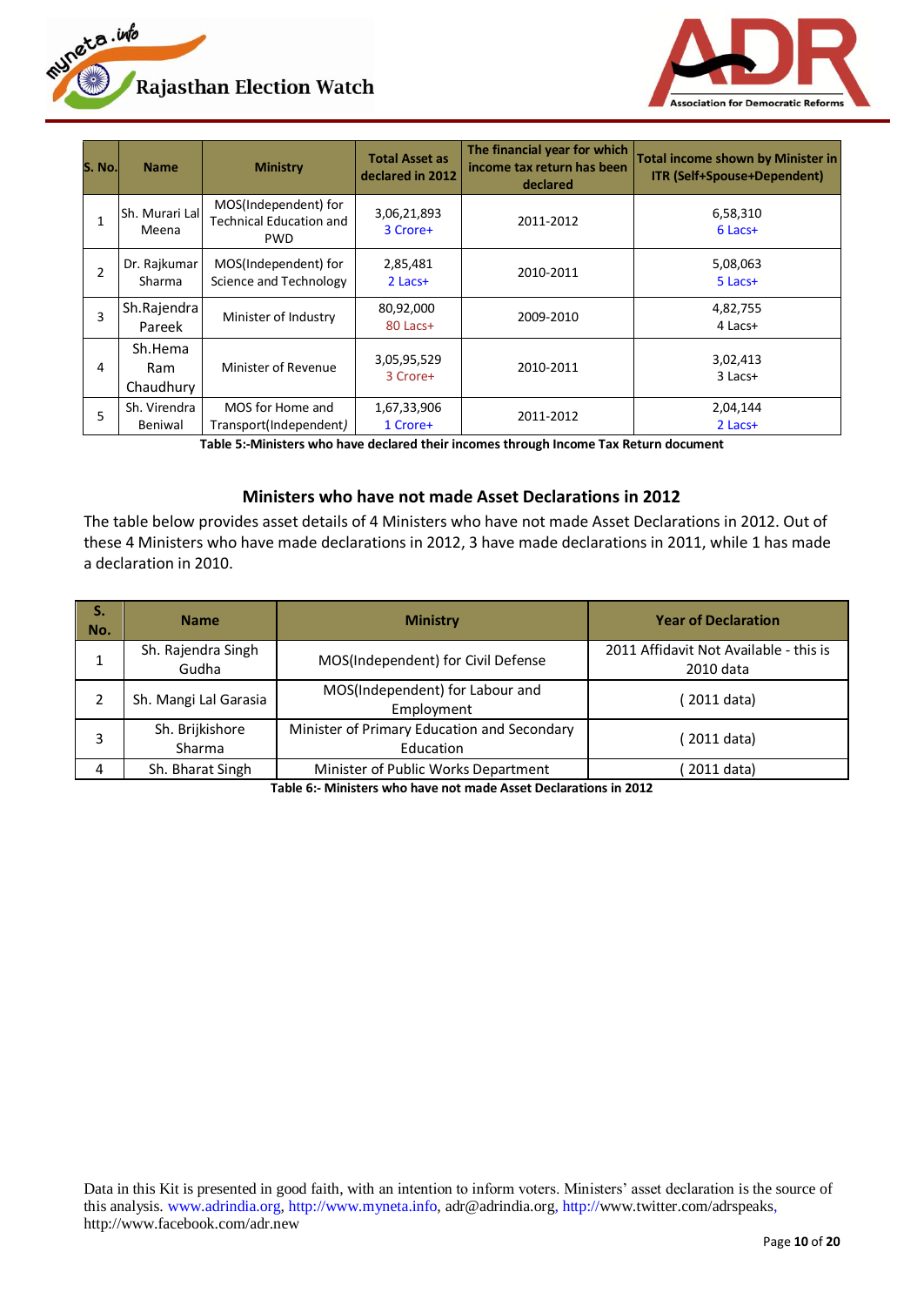| S. No. | Name | Ministry | Total Asset as declared in 2012 | The financial year for which income tax return has been declared | Total income shown by Minister in ITR (Self+Spouse+Dependent) |
|---|---|---|---|---|---|
| 1 | Sh. Murari Lal Meena | MOS(Independent) for Technical Education and PWD | 3,06,21,893<br>3 Crore+ | 2011-2012 | 6,58,310<br>6 Lacs+ |
| 2 | Dr. Rajkumar Sharma | MOS(Independent) for Science and Technology | 2,85,481<br>2 Lacs+ | 2010-2011 | 5,08,063<br>5 Lacs+ |
| 3 | Sh.Rajendra Pareek | Minister of Industry | 80,92,000<br>80 Lacs+ | 2009-2010 | 4,82,755<br>4 Lacs+ |
| 4 | Sh.Hema Ram Chaudhury | Minister of Revenue | 3,05,95,529<br>3 Crore+ | 2010-2011 | 3,02,413<br>3 Lacs+ |
| 5 | Sh. Virendra Beniwal | MOS for Home and Transport(Independent) | 1,67,33,906<br>1 Crore+ | 2011-2012 | 2,04,144<br>2 Lacs+ |

**Table 5:-Ministers who have declared their incomes through Income Tax Return document**

## Ministers who have not made Asset Declarations in 2012

The table below provides asset details of 4 Ministers who have not made Asset Declarations in 2012. Out of these 4 Ministers who have made declarations in 2012, 3 have made declarations in 2011, while 1 has made a declaration in 2010.

| S. No. | Name | Ministry | Year of Declaration |
|---|---|---|---|
| 1 | Sh. Rajendra Singh Gudha | MOS(Independent) for Civil Defense | 2011 Affidavit Not Available - this is 2010 data |
| 2 | Sh. Mangi Lal Garasia | MOS(Independent) for Labour and Employment | ( 2011 data) |
| 3 | Sh. Brijkishore Sharma | Minister of Primary Education and Secondary Education | ( 2011 data) |
| 4 | Sh. Bharat Singh | Minister of Public Works Department | ( 2011 data) |

**Table 6:- Ministers who have not made Asset Declarations in 2012**

Data in this Kit is presented in good faith, with an intention to inform voters. Ministers' asset declaration is the source of this analysis. www.adrindia.org, http://www.myneta.info, adr@adrindia.org, http://www.twitter.com/adrspeaks, http://www.facebook.com/adr.new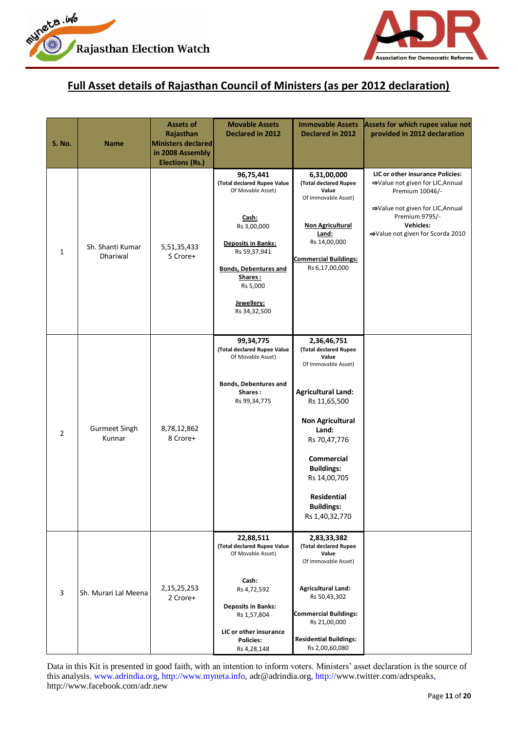## Full Asset details of Rajasthan Council of Ministers (as per 2012 declaration)

| S. No. | Name | Assets of Rajasthan Ministers declared in 2008 Assembly Elections (Rs.) | Movable Assets Declared in 2012 | Immovable Assets Declared in 2012 | Assets for which rupee value not provided in 2012 declaration |
|---|---|---|---|---|---|
| 1 | Sh. Shanti Kumar Dhariwal | 5,51,35,433<br>5 Crore+ | **96,75,441**<br>**(Total declared Rupee Value** Of Movable Asset)<br><br>**Cash:**<br>Rs 3,00,000<br><br>**Deposits in Banks:**<br>Rs 59,37,941<br><br>**Bonds, Debentures and Shares :**<br>Rs 5,000<br><br>**Jewellery:**<br>Rs 34,32,500 | **6,31,00,000**<br>**(Total declared Rupee Value** Of Immovable Asset)<br><br>**Non Agricultural Land:**<br>Rs 14,00,000<br><br>**Commercial Buildings:**<br>Rs 6,17,00,000 | **LIC or other insurance Policies:**<br>⇒Value not given for LIC,Annual Premium 10046/-<br><br>⇒Value not given for LIC,Annual Premium 9795/-<br>**Vehicles:**<br>⇒Value not given for Scorda 2010 |
| 2 | Gurmeet Singh Kunnar | 8,78,12,862<br>8 Crore+ | **99,34,775**<br>**(Total declared Rupee Value** Of Movable Asset)<br><br>**Bonds, Debentures and Shares :**<br>Rs 99,34,775 | **2,36,46,751**<br>**(Total declared Rupee Value** Of Immovable Asset)<br><br>**Agricultural Land:**<br>Rs 11,65,500<br><br>**Non Agricultural Land:**<br>Rs 70,47,776<br><br>**Commercial Buildings:**<br>Rs 14,00,705<br><br>**Residential Buildings:**<br>Rs 1,40,32,770 | |
| 3 | Sh. Murari Lal Meena | 2,15,25,253<br>2 Crore+ | **22,88,511**<br>**(Total declared Rupee Value** Of Movable Asset)<br><br>**Cash:**<br>Rs 4,72,592<br><br>**Deposits in Banks:**<br>Rs 1,57,804<br><br>**LIC or other insurance Policies:**<br>Rs 4,28,148 | **2,83,33,382**<br>**(Total declared Rupee Value** Of Immovable Asset)<br><br>**Agricultural Land:**<br>Rs 50,43,302<br><br>**Commercial Buildings:**<br>Rs 21,00,000<br><br>**Residential Buildings:**<br>Rs 2,00,60,080 | |

Data in this Kit is presented in good faith, with an intention to inform voters. Ministers' asset declaration is the source of this analysis. www.adrindia.org, http://www.myneta.info, adr@adrindia.org, http://www.twitter.com/adrspeaks, http://www.facebook.com/adr.new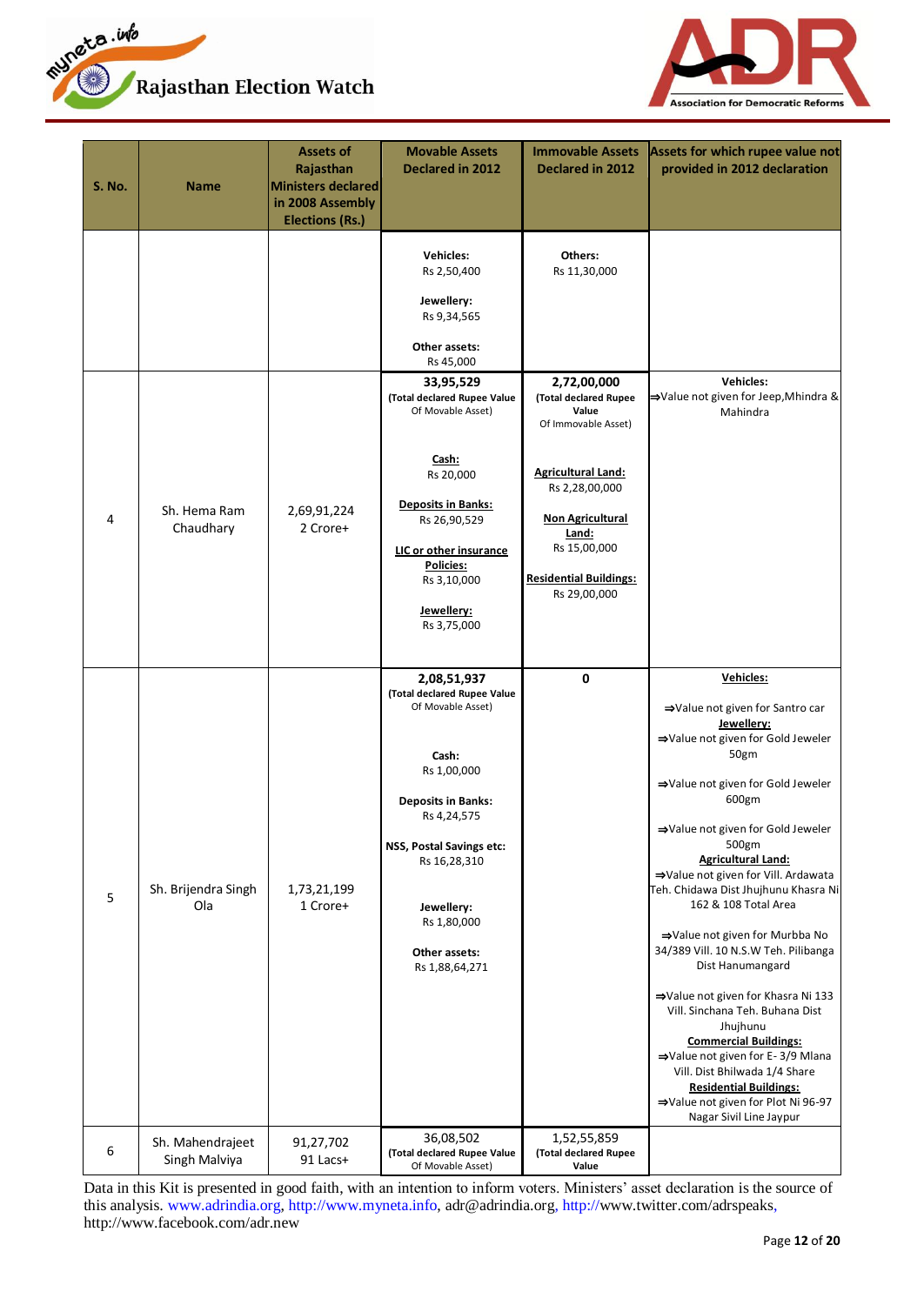| S. No. | Name | Assets of Rajasthan Ministers declared in 2008 Assembly Elections (Rs.) | Movable Assets Declared in 2012 | Immovable Assets Declared in 2012 | Assets for which rupee value not provided in 2012 declaration |
|---|---|---|---|---|---|
| | | | **Vehicles:** Rs 2,50,400<br>**Jewellery:** Rs 9,34,565<br>**Other assets:** Rs 45,000 | **Others:** Rs 11,30,000 | |
| 4 | Sh. Hema Ram Chaudhary | 2,69,91,224<br>2 Crore+ | **33,95,529**<br>**(Total declared Rupee Value** Of Movable Asset)<br>**Cash:** Rs 20,000<br>**Deposits in Banks:** Rs 26,90,529<br>**LIC or other insurance Policies:** Rs 3,10,000<br>**Jewellery:** Rs 3,75,000 | **2,72,00,000**<br>**(Total declared Rupee Value** Of Immovable Asset)<br>**Agricultural Land:** Rs 2,28,00,000<br>**Non Agricultural Land:** Rs 15,00,000<br>**Residential Buildings:** Rs 29,00,000 | **Vehicles:**<br>⇒Value not given for Jeep,Mhindra & Mahindra |
| 5 | Sh. Brijendra Singh Ola | 1,73,21,199<br>1 Crore+ | **2,08,51,937**<br>**(Total declared Rupee Value** Of Movable Asset)<br>**Cash:** Rs 1,00,000<br>**Deposits in Banks:** Rs 4,24,575<br>**NSS, Postal Savings etc:** Rs 16,28,310<br>**Jewellery:** Rs 1,80,000<br>**Other assets:** Rs 1,88,64,271 | **0** | **Vehicles:**<br>⇒Value not given for Santro car<br>**Jewellery:**<br>⇒Value not given for Gold Jeweler 50gm<br>⇒Value not given for Gold Jeweler 600gm<br>⇒Value not given for Gold Jeweler 500gm<br>**Agricultural Land:**<br>⇒Value not given for Vill. Ardawata Teh. Chidawa Dist Jhujhunu Khasra Ni 162 & 108 Total Area<br>⇒Value not given for Murbba No 34/389 Vill. 10 N.S.W Teh. Pilibanga Dist Hanumangard<br>⇒Value not given for Khasra Ni 133 Vill. Sinchana Teh. Buhana Dist Jhujhunu<br>**Commercial Buildings:**<br>⇒Value not given for E- 3/9 Mlana Vill. Dist Bhilwada 1/4 Share<br>**Residential Buildings:**<br>⇒Value not given for Plot Ni 96-97 Nagar Sivil Line Jaypur |
| 6 | Sh. Mahendrajeet Singh Malviya | 91,27,702<br>91 Lacs+ | 36,08,502<br>**(Total declared Rupee Value** Of Movable Asset) | 1,52,55,859<br>**(Total declared Rupee Value** | |

Data in this Kit is presented in good faith, with an intention to inform voters. Ministers' asset declaration is the source of this analysis. www.adrindia.org, http://www.myneta.info, adr@adrindia.org, http://www.twitter.com/adrspeaks, http://www.facebook.com/adr.new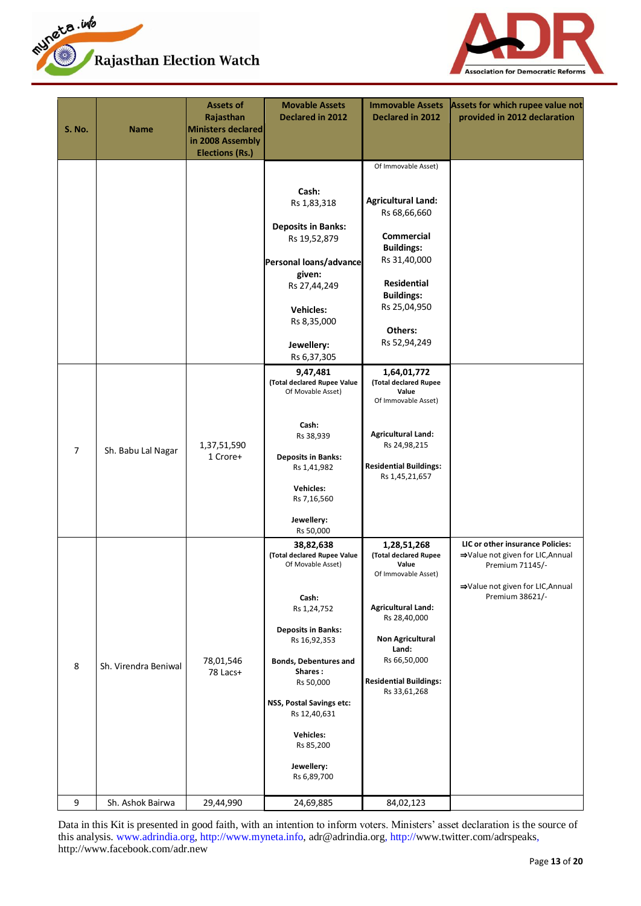| S. No. | Name | Assets of Rajasthan Ministers declared in 2008 Assembly Elections (Rs.) | Movable Assets Declared in 2012 | Immovable Assets Declared in 2012 | Assets for which rupee value not provided in 2012 declaration |
|---|---|---|---|---|---|
| | | | **Cash:** Rs 1,83,318<br>**Deposits in Banks:** Rs 19,52,879<br>**Personal loans/advance given:** Rs 27,44,249<br>**Vehicles:** Rs 8,35,000<br>**Jewellery:** Rs 6,37,305 | Of Immovable Asset)<br>**Agricultural Land:** Rs 68,66,660<br>**Commercial Buildings:** Rs 31,40,000<br>**Residential Buildings:** Rs 25,04,950<br>**Others:** Rs 52,94,249 | |
| 7 | Sh. Babu Lal Nagar | 1,37,51,590<br>1 Crore+ | **9,47,481**<br>(Total declared Rupee Value Of Movable Asset)<br>**Cash:** Rs 38,939<br>**Deposits in Banks:** Rs 1,41,982<br>**Vehicles:** Rs 7,16,560<br>**Jewellery:** Rs 50,000 | **1,64,01,772**<br>(Total declared Rupee Value Of Immovable Asset)<br>**Agricultural Land:** Rs 24,98,215<br>**Residential Buildings:** Rs 1,45,21,657 | |
| 8 | Sh. Virendra Beniwal | 78,01,546<br>78 Lacs+ | **38,82,638**<br>(Total declared Rupee Value Of Movable Asset)<br>**Cash:** Rs 1,24,752<br>**Deposits in Banks:** Rs 16,92,353<br>**Bonds, Debentures and Shares :** Rs 50,000<br>**NSS, Postal Savings etc:** Rs 12,40,631<br>**Vehicles:** Rs 85,200<br>**Jewellery:** Rs 6,89,700 | **1,28,51,268**<br>(Total declared Rupee Value Of Immovable Asset)<br>**Agricultural Land:** Rs 28,40,000<br>**Non Agricultural Land:** Rs 66,50,000<br>**Residential Buildings:** Rs 33,61,268 | **LIC or other insurance Policies:**<br>⇒Value not given for LIC,Annual Premium 71145/-<br>⇒Value not given for LIC,Annual Premium 38621/- |
| 9 | Sh. Ashok Bairwa | 29,44,990 | 24,69,885 | 84,02,123 | |

Data in this Kit is presented in good faith, with an intention to inform voters. Ministers' asset declaration is the source of this analysis. www.adrindia.org, http://www.myneta.info, adr@adrindia.org, http://www.twitter.com/adrspeaks, http://www.facebook.com/adr.new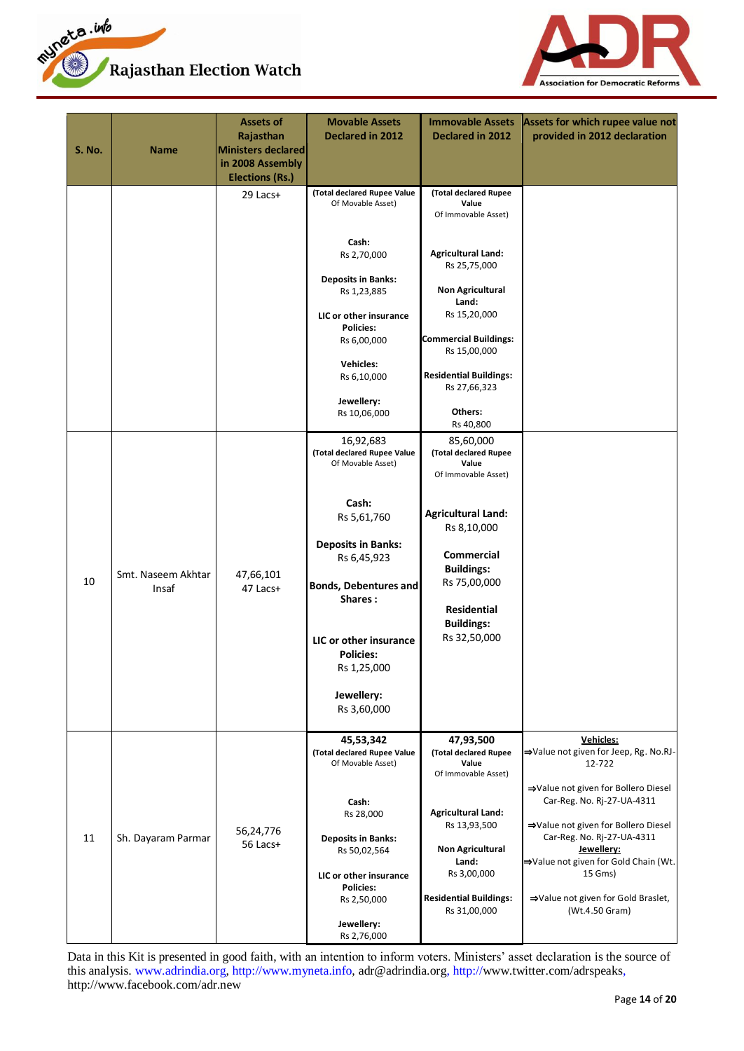| S. No. | Name | Assets of Rajasthan Ministers declared in 2008 Assembly Elections (Rs.) | Movable Assets Declared in 2012 | Immovable Assets Declared in 2012 | Assets for which rupee value not provided in 2012 declaration |
|---|---|---|---|---|---|
| | | 29 Lacs+ | (Total declared Rupee Value Of Movable Asset)<br><br>**Cash:** Rs 2,70,000<br><br>**Deposits in Banks:** Rs 1,23,885<br><br>**LIC or other insurance Policies:** Rs 6,00,000<br><br>**Vehicles:** Rs 6,10,000<br><br>**Jewellery:** Rs 10,06,000 | (Total declared Rupee Value Of Immovable Asset)<br><br>**Agricultural Land:** Rs 25,75,000<br><br>**Non Agricultural Land:** Rs 15,20,000<br><br>**Commercial Buildings:** Rs 15,00,000<br><br>**Residential Buildings:** Rs 27,66,323<br><br>**Others:** Rs 40,800 | |
| 10 | Smt. Naseem Akhtar Insaf | 47,66,101<br>47 Lacs+ | 16,92,683<br>(Total declared Rupee Value Of Movable Asset)<br><br>**Cash:** Rs 5,61,760<br><br>**Deposits in Banks:** Rs 6,45,923<br><br>**Bonds, Debentures and Shares :**<br><br>**LIC or other insurance Policies:** Rs 1,25,000<br><br>**Jewellery:** Rs 3,60,000 | 85,60,000<br>(Total declared Rupee Value Of Immovable Asset)<br><br>**Agricultural Land:** Rs 8,10,000<br><br>**Commercial Buildings:** Rs 75,00,000<br><br>**Residential Buildings:** Rs 32,50,000 | |
| 11 | Sh. Dayaram Parmar | 56,24,776<br>56 Lacs+ | **45,53,342**<br>(Total declared Rupee Value Of Movable Asset)<br><br>**Cash:** Rs 28,000<br><br>**Deposits in Banks:** Rs 50,02,564<br><br>**LIC or other insurance Policies:** Rs 2,50,000<br><br>**Jewellery:** Rs 2,76,000 | **47,93,500**<br>(Total declared Rupee Value Of Immovable Asset)<br><br>**Agricultural Land:** Rs 13,93,500<br><br>**Non Agricultural Land:** Rs 3,00,000<br><br>**Residential Buildings:** Rs 31,00,000 | **Vehicles:**<br>⇒Value not given for Jeep, Rg. No.RJ-12-722<br><br>⇒Value not given for Bollero Diesel Car-Reg. No. Rj-27-UA-4311<br><br>⇒Value not given for Bollero Diesel Car-Reg. No. Rj-27-UA-4311<br><br>**Jewellery:**<br>⇒Value not given for Gold Chain (Wt. 15 Gms)<br><br>⇒Value not given for Gold Braslet, (Wt.4.50 Gram) |

Data in this Kit is presented in good faith, with an intention to inform voters. Ministers' asset declaration is the source of this analysis. www.adrindia.org, http://www.myneta.info, adr@adrindia.org, http://www.twitter.com/adrspeaks, http://www.facebook.com/adr.new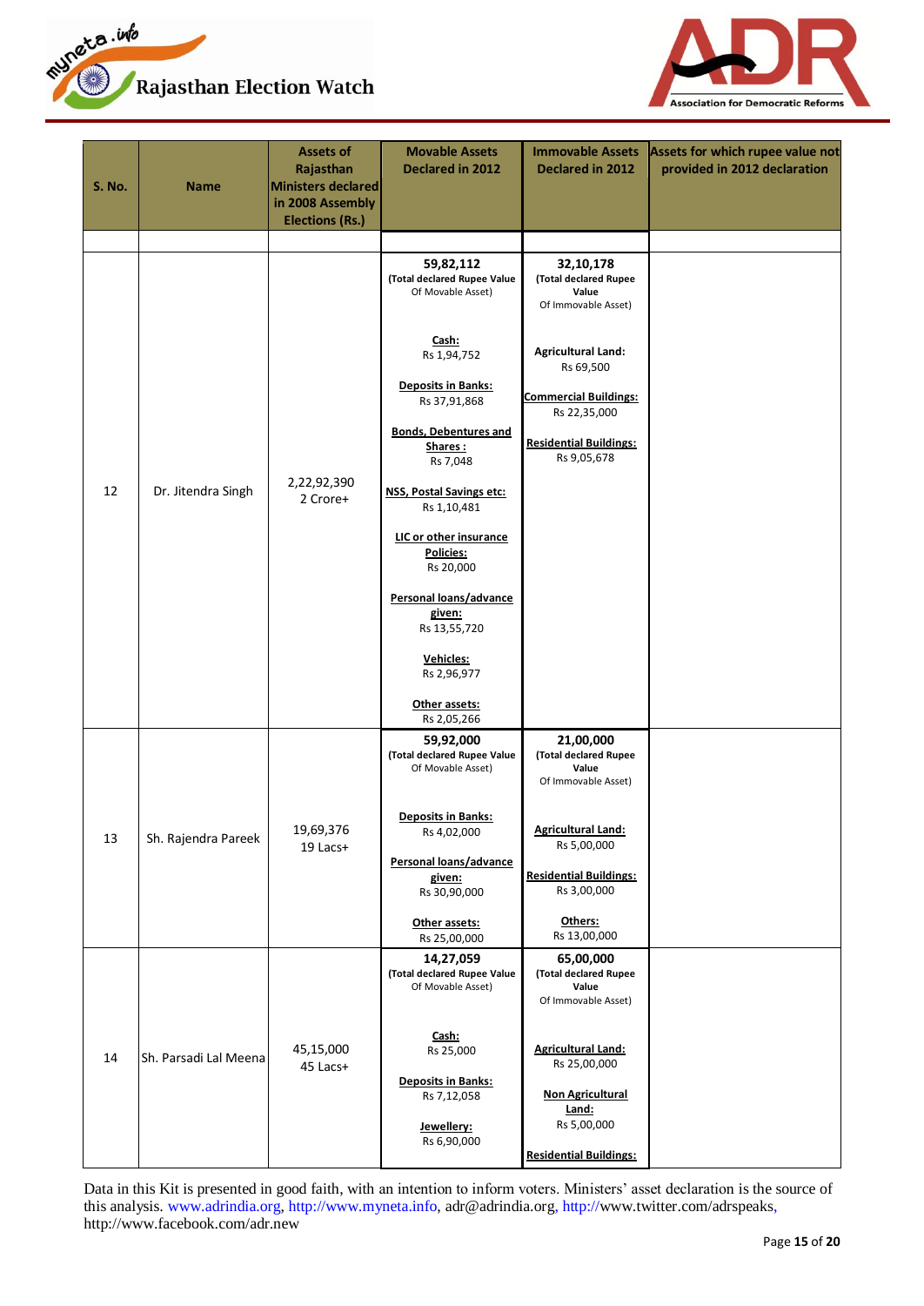| S. No. | Name | Assets of Rajasthan Ministers declared in 2008 Assembly Elections (Rs.) | Movable Assets Declared in 2012 | Immovable Assets Declared in 2012 | Assets for which rupee value not provided in 2012 declaration |
|---|---|---|---|---|---|
| | | | | | |
| 12 | Dr. Jitendra Singh | 2,22,92,390<br>2 Crore+ | **59,82,112**<br>**(Total declared Rupee Value** Of Movable Asset)<br><br>**Cash:**<br>Rs 1,94,752<br><br>**Deposits in Banks:**<br>Rs 37,91,868<br><br>**Bonds, Debentures and Shares :**<br>Rs 7,048<br><br>**NSS, Postal Savings etc:**<br>Rs 1,10,481<br><br>**LIC or other insurance Policies:**<br>Rs 20,000<br><br>**Personal loans/advance given:**<br>Rs 13,55,720<br><br>**Vehicles:**<br>Rs 2,96,977<br><br>**Other assets:**<br>Rs 2,05,266 | **32,10,178**<br>**(Total declared Rupee Value** Of Immovable Asset)<br><br>**Agricultural Land:**<br>Rs 69,500<br><br>**Commercial Buildings:**<br>Rs 22,35,000<br><br>**Residential Buildings:**<br>Rs 9,05,678 | |
| 13 | Sh. Rajendra Pareek | 19,69,376<br>19 Lacs+ | **59,92,000**<br>**(Total declared Rupee Value** Of Movable Asset)<br><br>**Deposits in Banks:**<br>Rs 4,02,000<br><br>**Personal loans/advance given:**<br>Rs 30,90,000<br><br>**Other assets:**<br>Rs 25,00,000 | **21,00,000**<br>**(Total declared Rupee Value** Of Immovable Asset)<br><br>**Agricultural Land:**<br>Rs 5,00,000<br><br>**Residential Buildings:**<br>Rs 3,00,000<br><br>**Others:**<br>Rs 13,00,000 | |
| 14 | Sh. Parsadi Lal Meena | 45,15,000<br>45 Lacs+ | **14,27,059**<br>**(Total declared Rupee Value** Of Movable Asset)<br><br>**Cash:**<br>Rs 25,000<br><br>**Deposits in Banks:**<br>Rs 7,12,058<br><br>**Jewellery:**<br>Rs 6,90,000 | **65,00,000**<br>**(Total declared Rupee Value** Of Immovable Asset)<br><br>**Agricultural Land:**<br>Rs 25,00,000<br><br>**Non Agricultural Land:**<br>Rs 5,00,000<br><br>**Residential Buildings:** | |

Data in this Kit is presented in good faith, with an intention to inform voters. Ministers' asset declaration is the source of this analysis. www.adrindia.org, http://www.myneta.info, adr@adrindia.org, http://www.twitter.com/adrspeaks, http://www.facebook.com/adr.new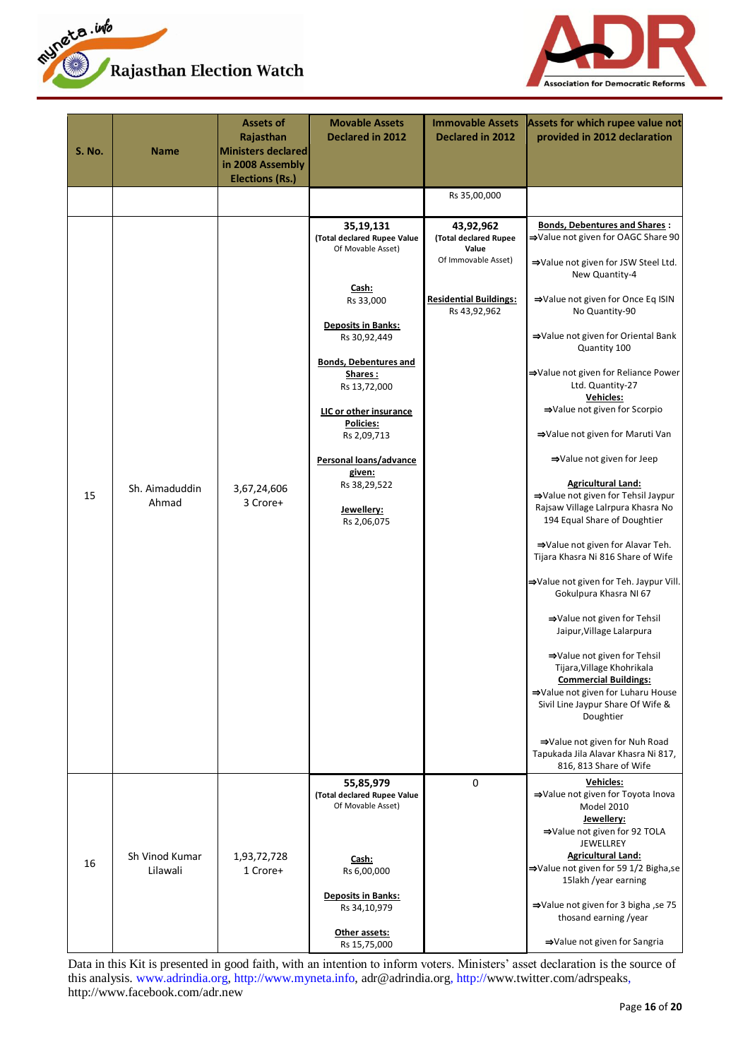| S. No. | Name | Assets of Rajasthan Ministers declared in 2008 Assembly Elections (Rs.) | Movable Assets Declared in 2012 | Immovable Assets Declared in 2012 | Assets for which rupee value not provided in 2012 declaration |
|---|---|---|---|---|---|
| | | | | Rs 35,00,000 | |
| 15 | Sh. Aimaduddin Ahmad | 3,67,24,606<br>3 Crore+ | **35,19,131**<br>**(Total declared Rupee Value** Of Movable Asset)<br><br>**Cash:**<br>Rs 33,000<br><br>**Deposits in Banks:**<br>Rs 30,92,449<br><br>**Bonds, Debentures and Shares :**<br>Rs 13,72,000<br><br>**LIC or other insurance Policies:**<br>Rs 2,09,713<br><br>**Personal loans/advance given:**<br>Rs 38,29,522<br><br>**Jewellery:**<br>Rs 2,06,075 | **43,92,962**<br>**(Total declared Rupee Value** Of Immovable Asset)<br><br>**Residential Buildings:**<br>Rs 43,92,962 | **Bonds, Debentures and Shares :**<br>⇒Value not given for OAGC Share 90<br><br>⇒Value not given for JSW Steel Ltd. New Quantity-4<br><br>⇒Value not given for Once Eq ISIN No Quantity-90<br><br>⇒Value not given for Oriental Bank Quantity 100<br><br>⇒Value not given for Reliance Power Ltd. Quantity-27<br>**Vehicles:**<br>⇒Value not given for Scorpio<br><br>⇒Value not given for Maruti Van<br><br>⇒Value not given for Jeep<br><br>**Agricultural Land:**<br>⇒Value not given for Tehsil Jaypur Rajsaw Village Lalrpura Khasra No 194 Equal Share of Doughtier<br><br>⇒Value not given for Alavar Teh. Tijara Khasra Ni 816 Share of Wife<br><br>⇒Value not given for Teh. Jaypur Vill. Gokulpura Khasra NI 67<br><br>⇒Value not given for Tehsil Jaipur,Village Lalarpura<br><br>⇒Value not given for Tehsil Tijara,Village Khohrikala<br>**Commercial Buildings:**<br>⇒Value not given for Luharu House Sivil Line Jaypur Share Of Wife & Doughtier<br><br>⇒Value not given for Nuh Road Tapukada Jila Alavar Khasra Ni 817, 816, 813 Share of Wife |
| 16 | Sh Vinod Kumar Lilawali | 1,93,72,728<br>1 Crore+ | **55,85,979**<br>**(Total declared Rupee Value** Of Movable Asset)<br><br>**Cash:**<br>Rs 6,00,000<br><br>**Deposits in Banks:**<br>Rs 34,10,979<br><br>**Other assets:**<br>Rs 15,75,000 | 0 | **Vehicles:**<br>⇒Value not given for Toyota Inova Model 2010<br>**Jewellery:**<br>⇒Value not given for 92 TOLA JEWELLREY<br>**Agricultural Land:**<br>⇒Value not given for 59 1/2 Bigha,se 15lakh /year earning<br><br>⇒Value not given for 3 bigha ,se 75 thosand earning /year<br><br>⇒Value not given for Sangria |

Data in this Kit is presented in good faith, with an intention to inform voters. Ministers' asset declaration is the source of this analysis. www.adrindia.org, http://www.myneta.info, adr@adrindia.org, http://www.twitter.com/adrspeaks, http://www.facebook.com/adr.new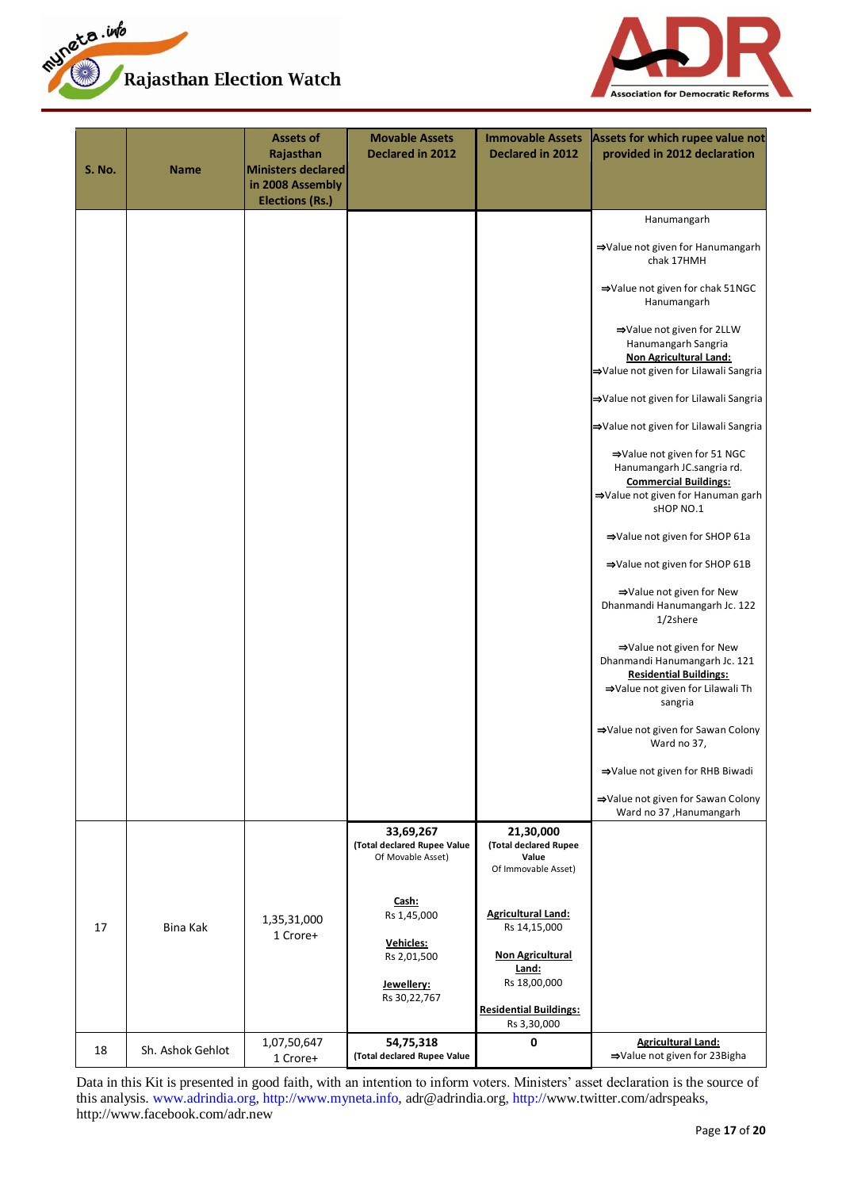| S. No. | Name | Assets of Rajasthan Ministers declared in 2008 Assembly Elections (Rs.) | Movable Assets Declared in 2012 | Immovable Assets Declared in 2012 | Assets for which rupee value not provided in 2012 declaration |
|---|---|---|---|---|---|
| | | | | | Hanumangarh<br><br>⇒Value not given for Hanumangarh chak 17HMH<br><br>⇒Value not given for chak 51NGC Hanumangarh<br><br>⇒Value not given for 2LLW Hanumangarh Sangria<br>**Non Agricultural Land:**<br>⇒Value not given for Lilawali Sangria<br><br>⇒Value not given for Lilawali Sangria<br><br>⇒Value not given for Lilawali Sangria<br><br>⇒Value not given for 51 NGC Hanumangarh JC.sangria rd.<br>**Commercial Buildings:**<br>⇒Value not given for Hanuman garh sHOP NO.1<br><br>⇒Value not given for SHOP 61a<br><br>⇒Value not given for SHOP 61B<br><br>⇒Value not given for New Dhanmandi Hanumangarh Jc. 122 1/2shere<br><br>⇒Value not given for New Dhanmandi Hanumangarh Jc. 121<br>**Residential Buildings:**<br>⇒Value not given for Lilawali Th sangria<br><br>⇒Value not given for Sawan Colony Ward no 37,<br><br>⇒Value not given for RHB Biwadi<br><br>⇒Value not given for Sawan Colony Ward no 37 ,Hanumangarh |
| 17 | Bina Kak | 1,35,31,000<br>1 Crore+ | **33,69,267**<br>**(Total declared Rupee Value** Of Movable Asset)<br><br>**Cash:**<br>Rs 1,45,000<br><br>**Vehicles:**<br>Rs 2,01,500<br><br>**Jewellery:**<br>Rs 30,22,767 | **21,30,000**<br>**(Total declared Rupee Value** Of Immovable Asset)<br><br>**Agricultural Land:**<br>Rs 14,15,000<br><br>**Non Agricultural Land:**<br>Rs 18,00,000<br><br>**Residential Buildings:**<br>Rs 3,30,000 | |
| 18 | Sh. Ashok Gehlot | 1,07,50,647<br>1 Crore+ | **54,75,318**<br>**(Total declared Rupee Value** | **0** | **Agricultural Land:**<br>⇒Value not given for 23Bigha |

Data in this Kit is presented in good faith, with an intention to inform voters. Ministers' asset declaration is the source of this analysis. www.adrindia.org, http://www.myneta.info, adr@adrindia.org, http://www.twitter.com/adrspeaks, http://www.facebook.com/adr.new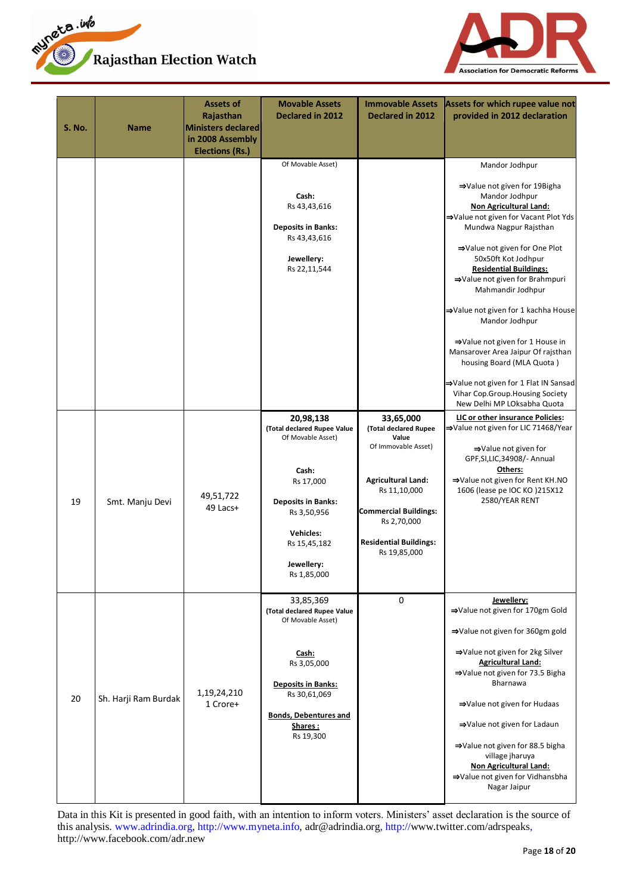| S. No. | Name | Assets of Rajasthan Ministers declared in 2008 Assembly Elections (Rs.) | Movable Assets Declared in 2012 | Immovable Assets Declared in 2012 | Assets for which rupee value not provided in 2012 declaration |
|---|---|---|---|---|---|
| | | | Of Movable Asset)<br><br>**Cash:** Rs 43,43,616<br><br>**Deposits in Banks:** Rs 43,43,616<br><br>**Jewellery:** Rs 22,11,544 | | Mandor Jodhpur<br><br>⇒Value not given for 19Bigha Mandor Jodhpur<br>**Non Agricultural Land:**<br>⇒Value not given for Vacant Plot Yds Mundwa Nagpur Rajsthan<br><br>⇒Value not given for One Plot 50x50ft Kot Jodhpur<br>**Residential Buildings:**<br>⇒Value not given for Brahmpuri Mahmandir Jodhpur<br><br>⇒Value not given for 1 kachha House Mandor Jodhpur<br><br>⇒Value not given for 1 House in Mansarover Area Jaipur Of rajsthan housing Board (MLA Quota )<br><br>⇒Value not given for 1 Flat IN Sansad Vihar Cop.Group.Housing Society New Delhi MP LOksabha Quota |
| 19 | Smt. Manju Devi | 49,51,722<br>49 Lacs+ | **20,98,138**<br>**(Total declared Rupee Value** Of Movable Asset)<br><br>**Cash:** Rs 17,000<br><br>**Deposits in Banks:** Rs 3,50,956<br><br>**Vehicles:** Rs 15,45,182<br><br>**Jewellery:** Rs 1,85,000 | **33,65,000**<br>**(Total declared Rupee Value** Of Immovable Asset)<br><br>**Agricultural Land:** Rs 11,10,000<br><br>**Commercial Buildings:** Rs 2,70,000<br><br>**Residential Buildings:** Rs 19,85,000 | **LIC or other insurance Policies:**<br>⇒Value not given for LIC 71468/Year<br><br>⇒Value not given for GPF,SI,LIC,34908/- Annual<br>**Others:**<br>⇒Value not given for Rent KH.NO 1606 (lease pe IOC KO )215X12 2580/YEAR RENT |
| 20 | Sh. Harji Ram Burdak | 1,19,24,210<br>1 Crore+ | 33,85,369<br>**(Total declared Rupee Value** Of Movable Asset)<br><br>**Cash:** Rs 3,05,000<br><br>**Deposits in Banks:** Rs 30,61,069<br><br>**Bonds, Debentures and Shares :** Rs 19,300 | 0 | **Jewellery:**<br>⇒Value not given for 170gm Gold<br><br>⇒Value not given for 360gm gold<br><br>⇒Value not given for 2kg Silver<br>**Agricultural Land:**<br>⇒Value not given for 73.5 Bigha Bharnawa<br><br>⇒Value not given for Hudaas<br><br>⇒Value not given for Ladaun<br><br>⇒Value not given for 88.5 bigha village jharuya<br>**Non Agricultural Land:**<br>⇒Value not given for Vidhansbha Nagar Jaipur |

Data in this Kit is presented in good faith, with an intention to inform voters. Ministers' asset declaration is the source of this analysis. www.adrindia.org, http://www.myneta.info, adr@adrindia.org, http://www.twitter.com/adrspeaks, http://www.facebook.com/adr.new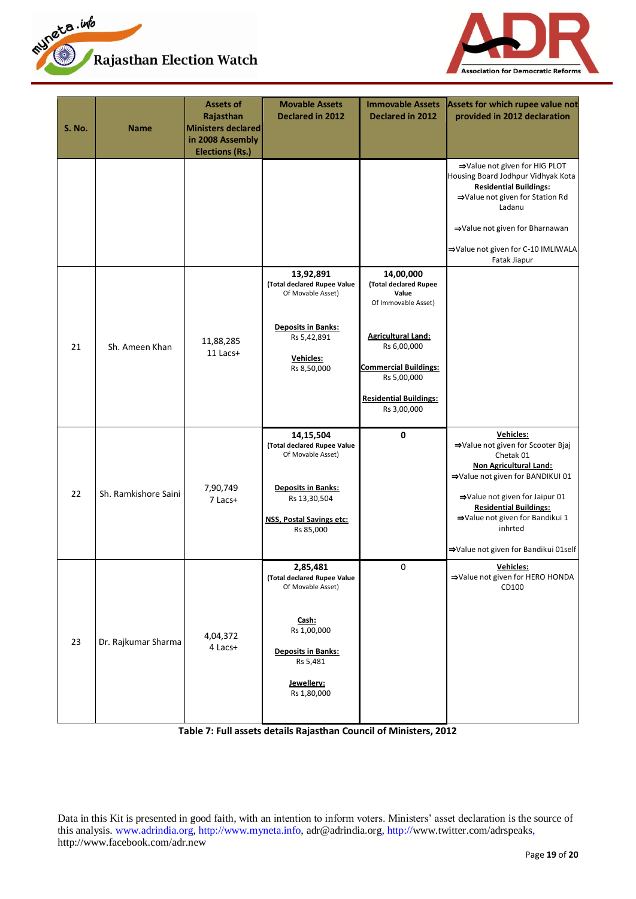| S. No. | Name | Assets of Rajasthan Ministers declared in 2008 Assembly Elections (Rs.) | Movable Assets Declared in 2012 | Immovable Assets Declared in 2012 | Assets for which rupee value not provided in 2012 declaration |
|---|---|---|---|---|---|
| | | | | | ⇒Value not given for HIG PLOT Housing Board Jodhpur Vidhyak Kota<br>**Residential Buildings:**<br>⇒Value not given for Station Rd Ladanu<br>⇒Value not given for Bharnawan<br>⇒Value not given for C-10 IMLIWALA Fatak Jiapur |
| 21 | Sh. Ameen Khan | 11,88,285<br>11 Lacs+ | **13,92,891**<br>**(Total declared Rupee Value** Of Movable Asset)<br>**Deposits in Banks:**<br>Rs 5,42,891<br>**Vehicles:**<br>Rs 8,50,000 | **14,00,000**<br>**(Total declared Rupee Value** Of Immovable Asset)<br>**Agricultural Land:**<br>Rs 6,00,000<br>**Commercial Buildings:**<br>Rs 5,00,000<br>**Residential Buildings:**<br>Rs 3,00,000 | |
| 22 | Sh. Ramkishore Saini | 7,90,749<br>7 Lacs+ | **14,15,504**<br>**(Total declared Rupee Value** Of Movable Asset)<br>**Deposits in Banks:**<br>Rs 13,30,504<br>**NSS, Postal Savings etc:**<br>Rs 85,000 | **0** | **Vehicles:**<br>⇒Value not given for Scooter Bjaj Chetak 01<br>**Non Agricultural Land:**<br>⇒Value not given for BANDIKUI 01<br>⇒Value not given for Jaipur 01<br>**Residential Buildings:**<br>⇒Value not given for Bandikui 1 inhrted<br>⇒Value not given for Bandikui 01self |
| 23 | Dr. Rajkumar Sharma | 4,04,372<br>4 Lacs+ | **2,85,481**<br>**(Total declared Rupee Value** Of Movable Asset)<br>**Cash:**<br>Rs 1,00,000<br>**Deposits in Banks:**<br>Rs 5,481<br>**Jewellery:**<br>Rs 1,80,000 | 0 | **Vehicles:**<br>⇒Value not given for HERO HONDA CD100 |

**Table 7: Full assets details Rajasthan Council of Ministers, 2012**

Data in this Kit is presented in good faith, with an intention to inform voters. Ministers' asset declaration is the source of this analysis. www.adrindia.org, http://www.myneta.info, adr@adrindia.org, http://www.twitter.com/adrspeaks, http://www.facebook.com/adr.new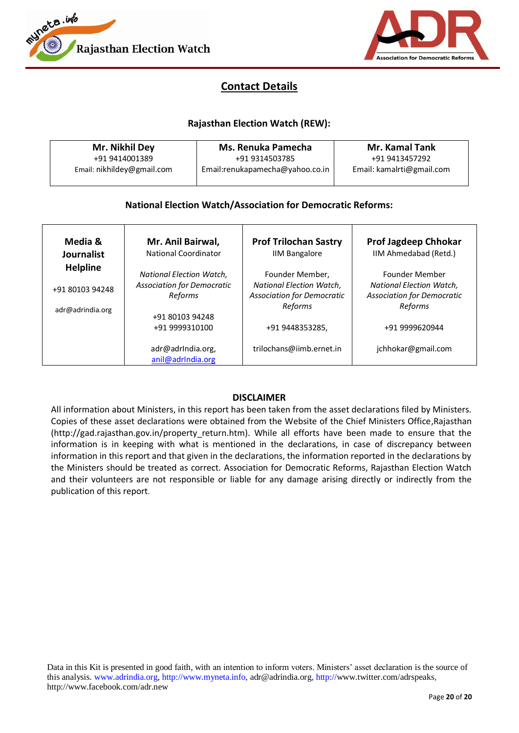## Contact Details

### Rajasthan Election Watch (REW):

| | | |
|---|---|---|
| **Mr. Nikhil Dey**<br>+91 9414001389<br>Email: nikhildey@gmail.com | **Ms. Renuka Pamecha**<br>+91 9314503785<br>Email:renukapamecha@yahoo.co.in | **Mr. Kamal Tank**<br>+91 9413457292<br>Email: kamalrti@gmail.com |

### National Election Watch/Association for Democratic Reforms:

| | | | |
|---|---|---|---|
| **Media & Journalist Helpline**<br><br>+91 80103 94248<br><br>adr@adrindia.org | **Mr. Anil Bairwal,**<br>National Coordinator<br><br>*National Election Watch, Association for Democratic Reforms*<br><br>+91 80103 94248<br>+91 9999310100<br><br>adr@adrIndia.org,<br>anil@adrIndia.org | **Prof Trilochan Sastry**<br>IIM Bangalore<br><br>Founder Member,<br>*National Election Watch, Association for Democratic Reforms*<br><br>+91 9448353285,<br><br>trilochans@iimb.ernet.in | **Prof Jagdeep Chhokar**<br>IIM Ahmedabad (Retd.)<br><br>Founder Member<br>*National Election Watch, Association for Democratic Reforms*<br><br>+91 9999620944<br><br>jchhokar@gmail.com |

**DISCLAIMER**

All information about Ministers, in this report has been taken from the asset declarations filed by Ministers. Copies of these asset declarations were obtained from the Website of the Chief Ministers Office,Rajasthan (http://gad.rajasthan.gov.in/property_return.htm). While all efforts have been made to ensure that the information is in keeping with what is mentioned in the declarations, in case of discrepancy between information in this report and that given in the declarations, the information reported in the declarations by the Ministers should be treated as correct. Association for Democratic Reforms, Rajasthan Election Watch and their volunteers are not responsible or liable for any damage arising directly or indirectly from the publication of this report.